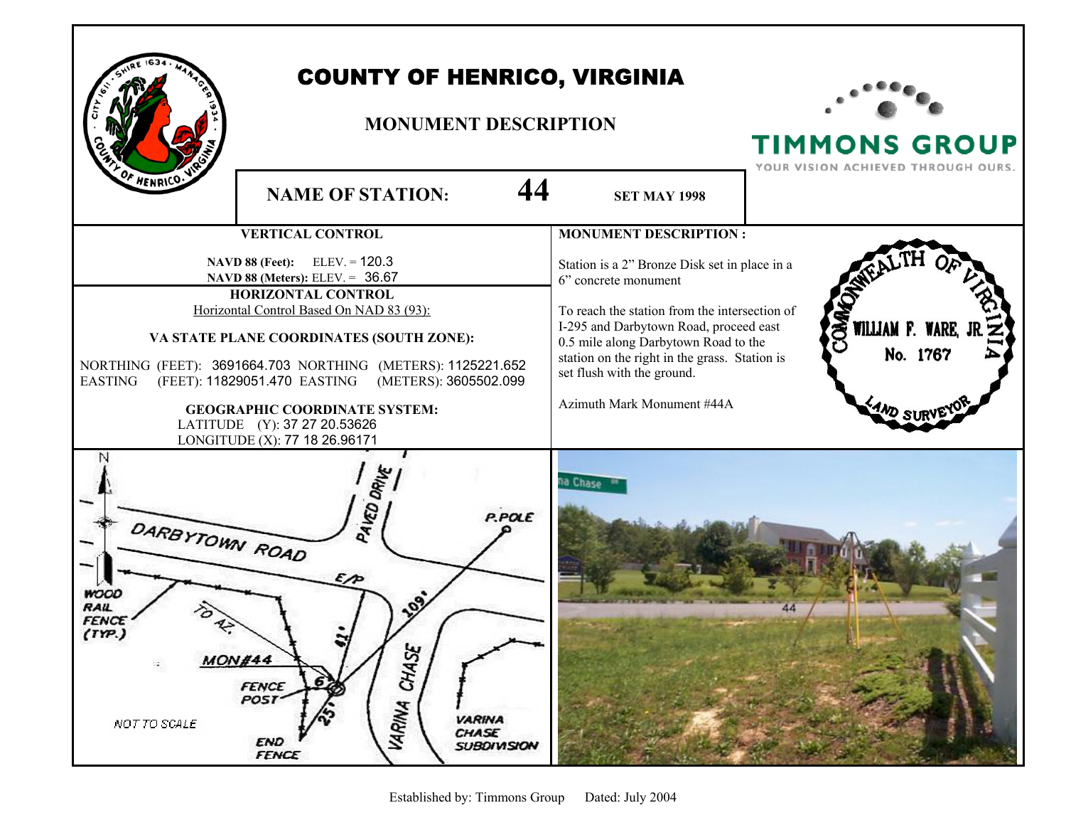# COUNTY OF HENRICO, VIRGINIA

## MONUMENT DESCRIPTION

TIMMONS GROUP
YOUR VISION ACHIEVED THROUGH OURS.

**NAME OF STATION: 44** **SET MAY 1998**

### VERTICAL CONTROL

**NAVD 88 (Feet):** ELEV. = 120.3
**NAVD 88 (Meters):** ELEV. = 36.67

### HORIZONTAL CONTROL

Horizontal Control Based On NAD 83 (93):

**VA STATE PLANE COORDINATES (SOUTH ZONE):**

NORTHING (FEET): 3691664.703 NORTHING (METERS): 1125221.652
EASTING (FEET): 11829051.470 EASTING (METERS): 3605502.099

**GEOGRAPHIC COORDINATE SYSTEM:**

LATITUDE (Y): 37 27 20.53626
LONGITUDE (X): 77 18 26.96171

### MONUMENT DESCRIPTION :

Station is a 2" Bronze Disk set in place in a 6" concrete monument

To reach the station from the intersection of I-295 and Darbytown Road, proceed east 0.5 mile along Darbytown Road to the station on the right in the grass. Station is set flush with the ground.

Azimuth Mark Monument #44A

COMMONWEALTH OF VIRGINIA
WILLIAM F. WARE, JR.
No. 1767
LAND SURVEYOR

N
DARBYTOWN ROAD
PAVED DRIVE
P.POLE
E/P
WOOD RAIL FENCE (TYP.)
TO AZ.
41'
109'
MON#44
6'
FENCE POST
25'
VARINA CHASE
VARINA CHASE SUBDIVISION
END FENCE
NOT TO SCALE

Established by: Timmons Group Dated: July 2004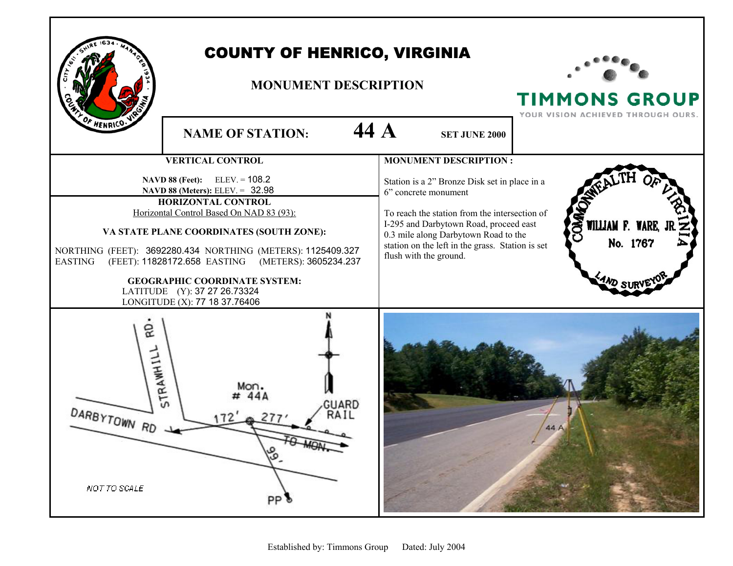# COUNTY OF HENRICO, VIRGINIA

## MONUMENT DESCRIPTION

TIMMONS GROUP
YOUR VISION ACHIEVED THROUGH OURS.

**NAME OF STATION:** **44 A** **SET JUNE 2000**

### VERTICAL CONTROL

**NAVD 88 (Feet):** ELEV. = 108.2
**NAVD 88 (Meters):** ELEV. = 32.98

### HORIZONTAL CONTROL

Horizontal Control Based On NAD 83 (93):

**VA STATE PLANE COORDINATES (SOUTH ZONE):**

NORTHING (FEET): 3692280.434 NORTHING (METERS): 1125409.327
EASTING (FEET): 11828172.658 EASTING (METERS): 3605234.237

**GEOGRAPHIC COORDINATE SYSTEM:**

LATITUDE (Y): 37 27 26.73324
LONGITUDE (X): 77 18 37.76406

### MONUMENT DESCRIPTION :

Station is a 2" Bronze Disk set in place in a 6" concrete monument

To reach the station from the intersection of I-295 and Darbytown Road, proceed east 0.3 mile along Darbytown Road to the station on the left in the grass. Station is set flush with the ground.

COMMONWEALTH OF VIRGINIA
WILLIAM F. WARE, JR.
No. 1767
LAND SURVEYOR

STRAWHILL RD.
DARBYTOWN RD
Mon. # 44A
172'
277'
99'
GUARD RAIL
TO MON.
N
PP
NOT TO SCALE

44 A

Established by: Timmons Group Dated: July 2004